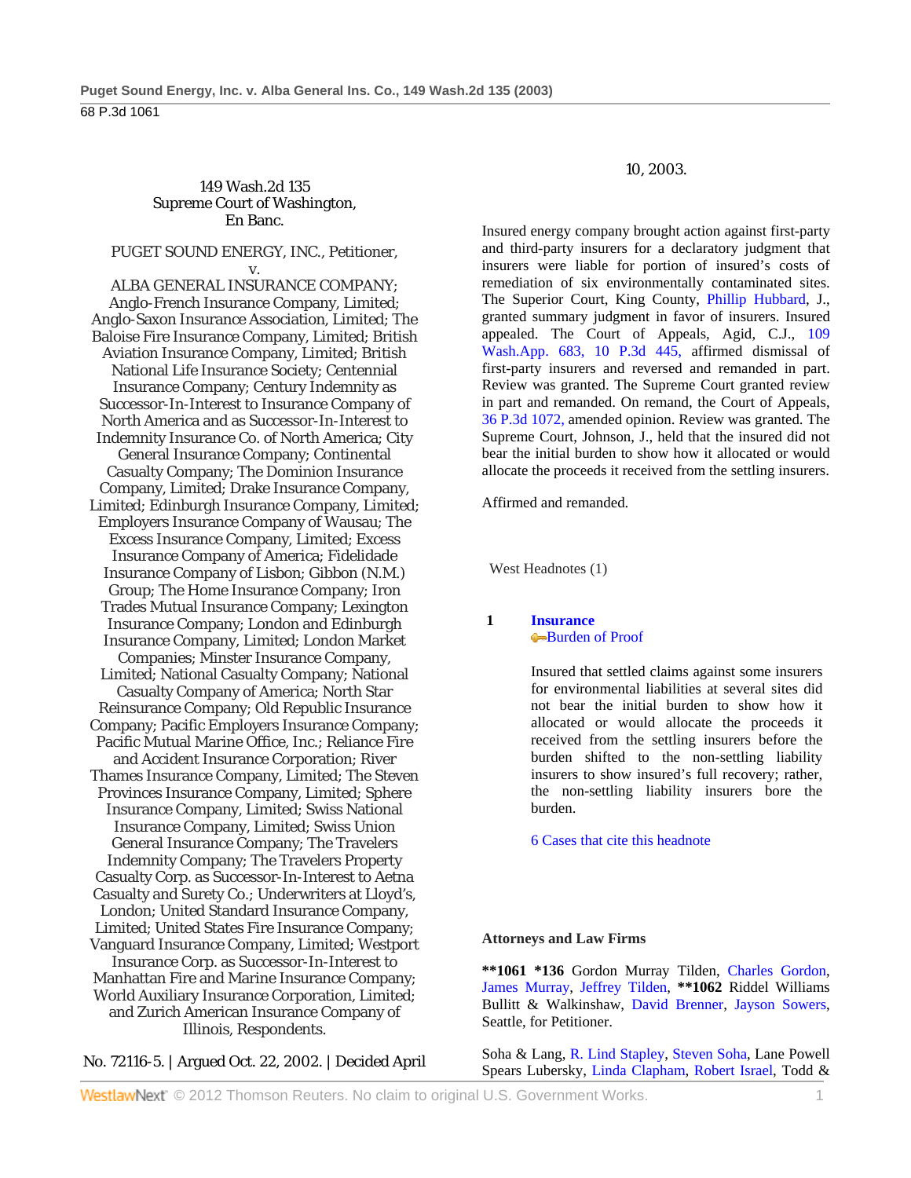149 Wash.2d 135
Supreme Court of Washington,
En Banc.

PUGET SOUND ENERGY, INC., Petitioner,
v.
ALBA GENERAL INSURANCE COMPANY; Anglo-French Insurance Company, Limited; Anglo-Saxon Insurance Association, Limited; The Baloise Fire Insurance Company, Limited; British Aviation Insurance Company, Limited; British National Life Insurance Society; Centennial Insurance Company; Century Indemnity as Successor-In-Interest to Insurance Company of North America and as Successor-In-Interest to Indemnity Insurance Co. of North America; City General Insurance Company; Continental Casualty Company; The Dominion Insurance Company, Limited; Drake Insurance Company, Limited; Edinburgh Insurance Company, Limited; Employers Insurance Company of Wausau; The Excess Insurance Company, Limited; Excess Insurance Company of America; Fidelidade Insurance Company of Lisbon; Gibbon (N.M.) Group; The Home Insurance Company; Iron Trades Mutual Insurance Company; Lexington Insurance Company; London and Edinburgh Insurance Company, Limited; London Market Companies; Minster Insurance Company, Limited; National Casualty Company; National Casualty Company of America; North Star Reinsurance Company; Old Republic Insurance Company; Pacific Employers Insurance Company; Pacific Mutual Marine Office, Inc.; Reliance Fire and Accident Insurance Corporation; River Thames Insurance Company, Limited; The Steven Provinces Insurance Company, Limited; Sphere Insurance Company, Limited; Swiss National Insurance Company, Limited; Swiss Union General Insurance Company; The Travelers Indemnity Company; The Travelers Property Casualty Corp. as Successor-In-Interest to Aetna Casualty and Surety Co.; Underwriters at Lloyd's, London; United Standard Insurance Company, Limited; United States Fire Insurance Company; Vanguard Insurance Company, Limited; Westport Insurance Corp. as Successor-In-Interest to Manhattan Fire and Marine Insurance Company; World Auxiliary Insurance Corporation, Limited; and Zurich American Insurance Company of Illinois, Respondents.

No. 72116-5. | Argued Oct. 22, 2002. | Decided April 10, 2003.

Insured energy company brought action against first-party and third-party insurers for a declaratory judgment that insurers were liable for portion of insured's costs of remediation of six environmentally contaminated sites. The Superior Court, King County, Phillip Hubbard, J., granted summary judgment in favor of insurers. Insured appealed. The Court of Appeals, Agid, C.J., 109 Wash.App. 683, 10 P.3d 445, affirmed dismissal of first-party insurers and reversed and remanded in part. Review was granted. The Supreme Court granted review in part and remanded. On remand, the Court of Appeals, 36 P.3d 1072, amended opinion. Review was granted. The Supreme Court, Johnson, J., held that the insured did not bear the initial burden to show how it allocated or would allocate the proceeds it received from the settling insurers.

Affirmed and remanded.

West Headnotes (1)

**1** **Insurance**
Burden of Proof

Insured that settled claims against some insurers for environmental liabilities at several sites did not bear the initial burden to show how it allocated or would allocate the proceeds it received from the settling insurers before the burden shifted to the non-settling liability insurers to show insured's full recovery; rather, the non-settling liability insurers bore the burden.

6 Cases that cite this headnote

**Attorneys and Law Firms**

**\*\*1061 \*136** Gordon Murray Tilden, Charles Gordon, James Murray, Jeffrey Tilden, **\*\*1062** Riddel Williams Bullitt & Walkinshaw, David Brenner, Jayson Sowers, Seattle, for Petitioner.

Soha & Lang, R. Lind Stapley, Steven Soha, Lane Powell Spears Lubersky, Linda Clapham, Robert Israel, Todd &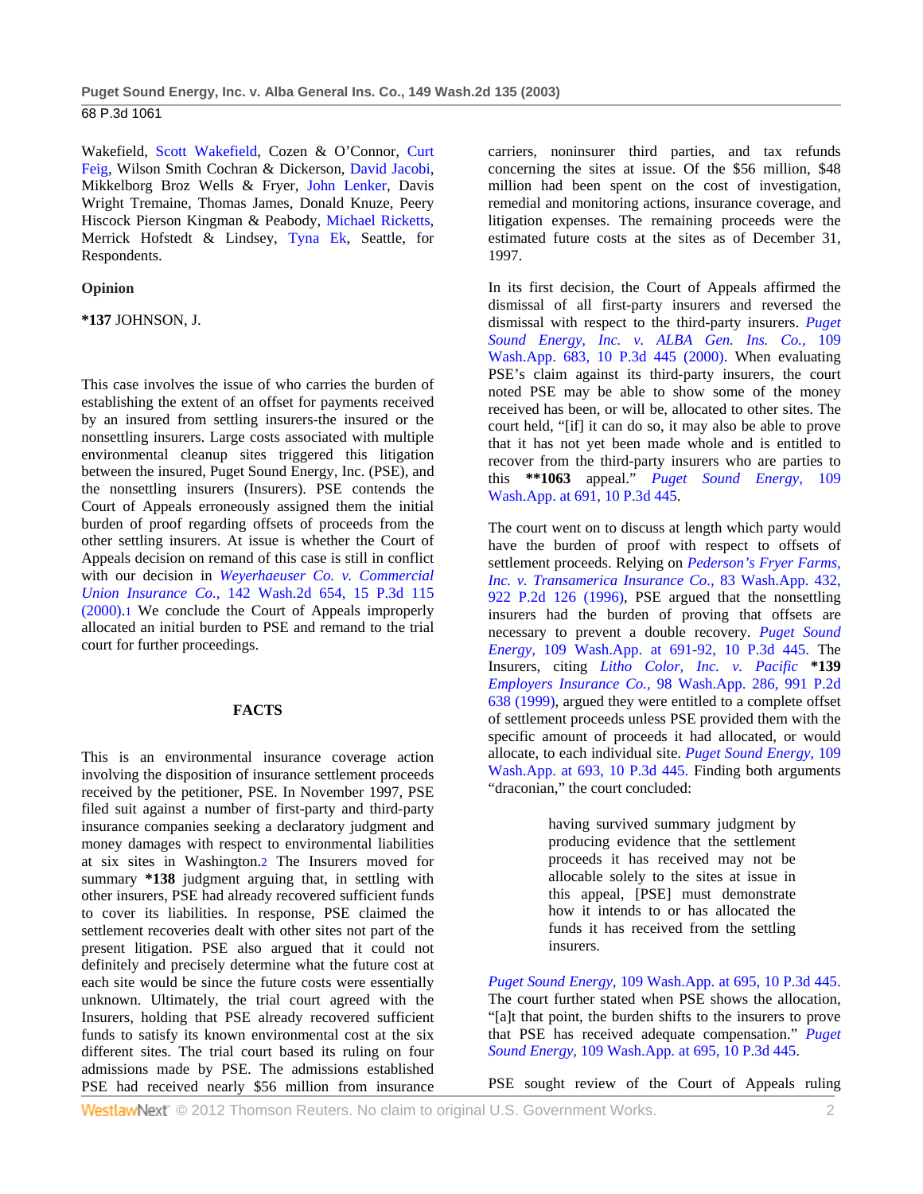Wakefield, Scott Wakefield, Cozen & O'Connor, Curt Feig, Wilson Smith Cochran & Dickerson, David Jacobi, Mikkelborg Broz Wells & Fryer, John Lenker, Davis Wright Tremaine, Thomas James, Donald Knuze, Peery Hiscock Pierson Kingman & Peabody, Michael Ricketts, Merrick Hofstedt & Lindsey, Tyna Ek, Seattle, for Respondents.

**Opinion**

**\*137** JOHNSON, J.

This case involves the issue of who carries the burden of establishing the extent of an offset for payments received by an insured from settling insurers-the insured or the nonsettling insurers. Large costs associated with multiple environmental cleanup sites triggered this litigation between the insured, Puget Sound Energy, Inc. (PSE), and the nonsettling insurers (Insurers). PSE contends the Court of Appeals erroneously assigned them the initial burden of proof regarding offsets of proceeds from the other settling insurers. At issue is whether the Court of Appeals decision on remand of this case is still in conflict with our decision in *Weyerhaeuser Co. v. Commercial Union Insurance Co.,* 142 Wash.2d 654, 15 P.3d 115 (2000).[1] We conclude the Court of Appeals improperly allocated an initial burden to PSE and remand to the trial court for further proceedings.

## FACTS

This is an environmental insurance coverage action involving the disposition of insurance settlement proceeds received by the petitioner, PSE. In November 1997, PSE filed suit against a number of first-party and third-party insurance companies seeking a declaratory judgment and money damages with respect to environmental liabilities at six sites in Washington.[2] The Insurers moved for summary **\*138** judgment arguing that, in settling with other insurers, PSE had already recovered sufficient funds to cover its liabilities. In response, PSE claimed the settlement recoveries dealt with other sites not part of the present litigation. PSE also argued that it could not definitely and precisely determine what the future cost at each site would be since the future costs were essentially unknown. Ultimately, the trial court agreed with the Insurers, holding that PSE already recovered sufficient funds to satisfy its known environmental cost at the six different sites. The trial court based its ruling on four admissions made by PSE. The admissions established PSE had received nearly $56 million from insurance carriers, noninsurer third parties, and tax refunds concerning the sites at issue. Of the $56 million, $48 million had been spent on the cost of investigation, remedial and monitoring actions, insurance coverage, and litigation expenses. The remaining proceeds were the estimated future costs at the sites as of December 31, 1997.

In its first decision, the Court of Appeals affirmed the dismissal of all first-party insurers and reversed the dismissal with respect to the third-party insurers. *Puget Sound Energy, Inc. v. ALBA Gen. Ins. Co.,* 109 Wash.App. 683, 10 P.3d 445 (2000). When evaluating PSE's claim against its third-party insurers, the court noted PSE may be able to show some of the money received has been, or will be, allocated to other sites. The court held, "[if] it can do so, it may also be able to prove that it has not yet been made whole and is entitled to recover from the third-party insurers who are parties to this **\*\*1063** appeal." *Puget Sound Energy,* 109 Wash.App. at 691, 10 P.3d 445.

The court went on to discuss at length which party would have the burden of proof with respect to offsets of settlement proceeds. Relying on *Pederson's Fryer Farms, Inc. v. Transamerica Insurance Co.,* 83 Wash.App. 432, 922 P.2d 126 (1996), PSE argued that the nonsettling insurers had the burden of proving that offsets are necessary to prevent a double recovery. *Puget Sound Energy,* 109 Wash.App. at 691-92, 10 P.3d 445. The Insurers, citing *Litho Color, Inc. v. Pacific* **\*139** *Employers Insurance Co.,* 98 Wash.App. 286, 991 P.2d 638 (1999), argued they were entitled to a complete offset of settlement proceeds unless PSE provided them with the specific amount of proceeds it had allocated, or would allocate, to each individual site. *Puget Sound Energy,* 109 Wash.App. at 693, 10 P.3d 445. Finding both arguments "draconian," the court concluded:

> having survived summary judgment by producing evidence that the settlement proceeds it has received may not be allocable solely to the sites at issue in this appeal, [PSE] must demonstrate how it intends to or has allocated the funds it has received from the settling insurers.

*Puget Sound Energy,* 109 Wash.App. at 695, 10 P.3d 445. The court further stated when PSE shows the allocation, "[a]t that point, the burden shifts to the insurers to prove that PSE has received adequate compensation." *Puget Sound Energy,* 109 Wash.App. at 695, 10 P.3d 445.

PSE sought review of the Court of Appeals ruling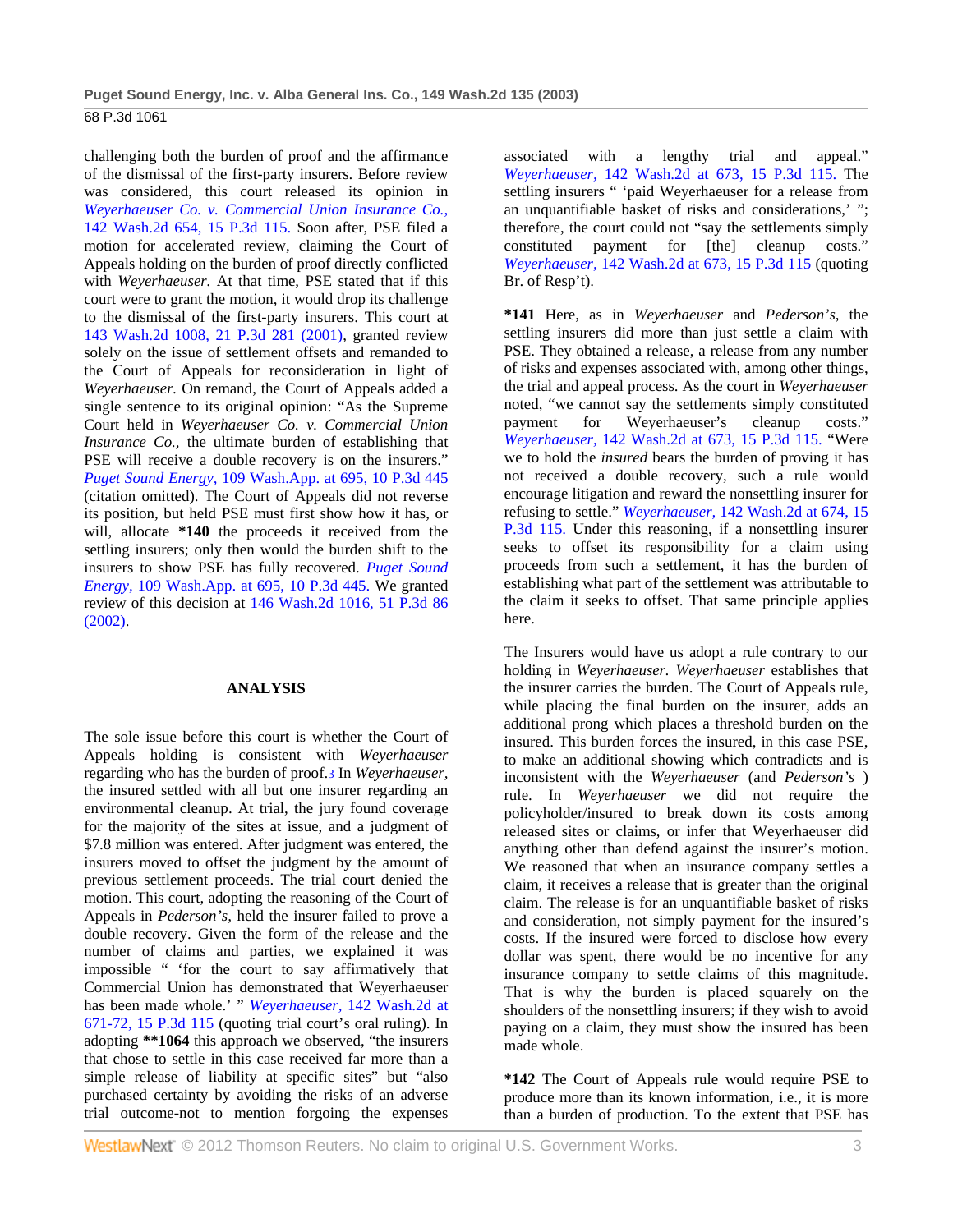challenging both the burden of proof and the affirmance of the dismissal of the first-party insurers. Before review was considered, this court released its opinion in *Weyerhaeuser Co. v. Commercial Union Insurance Co.,* 142 Wash.2d 654, 15 P.3d 115. Soon after, PSE filed a motion for accelerated review, claiming the Court of Appeals holding on the burden of proof directly conflicted with *Weyerhaeuser.* At that time, PSE stated that if this court were to grant the motion, it would drop its challenge to the dismissal of the first-party insurers. This court at 143 Wash.2d 1008, 21 P.3d 281 (2001), granted review solely on the issue of settlement offsets and remanded to the Court of Appeals for reconsideration in light of *Weyerhaeuser.* On remand, the Court of Appeals added a single sentence to its original opinion: "As the Supreme Court held in *Weyerhaeuser Co. v. Commercial Union Insurance Co.,* the ultimate burden of establishing that PSE will receive a double recovery is on the insurers." *Puget Sound Energy,* 109 Wash.App. at 695, 10 P.3d 445 (citation omitted). The Court of Appeals did not reverse its position, but held PSE must first show how it has, or will, allocate **\*140** the proceeds it received from the settling insurers; only then would the burden shift to the insurers to show PSE has fully recovered. *Puget Sound Energy,* 109 Wash.App. at 695, 10 P.3d 445. We granted review of this decision at 146 Wash.2d 1016, 51 P.3d 86 (2002).

## ANALYSIS

The sole issue before this court is whether the Court of Appeals holding is consistent with *Weyerhaeuser* regarding who has the burden of proof.[3] In *Weyerhaeuser,* the insured settled with all but one insurer regarding an environmental cleanup. At trial, the jury found coverage for the majority of the sites at issue, and a judgment of $7.8 million was entered. After judgment was entered, the insurers moved to offset the judgment by the amount of previous settlement proceeds. The trial court denied the motion. This court, adopting the reasoning of the Court of Appeals in *Pederson's,* held the insurer failed to prove a double recovery. Given the form of the release and the number of claims and parties, we explained it was impossible " 'for the court to say affirmatively that Commercial Union has demonstrated that Weyerhaeuser has been made whole.' " *Weyerhaeuser,* 142 Wash.2d at 671-72, 15 P.3d 115 (quoting trial court's oral ruling). In adopting **\*\*1064** this approach we observed, "the insurers that chose to settle in this case received far more than a simple release of liability at specific sites" but "also purchased certainty by avoiding the risks of an adverse trial outcome-not to mention forgoing the expenses associated with a lengthy trial and appeal." *Weyerhaeuser,* 142 Wash.2d at 673, 15 P.3d 115. The settling insurers " 'paid Weyerhaeuser for a release from an unquantifiable basket of risks and considerations,' "; therefore, the court could not "say the settlements simply constituted payment for [the] cleanup costs." *Weyerhaeuser,* 142 Wash.2d at 673, 15 P.3d 115 (quoting Br. of Resp't).

**\*141** Here, as in *Weyerhaeuser* and *Pederson's,* the settling insurers did more than just settle a claim with PSE. They obtained a release, a release from any number of risks and expenses associated with, among other things, the trial and appeal process. As the court in *Weyerhaeuser* noted, "we cannot say the settlements simply constituted payment for Weyerhaeuser's cleanup costs." *Weyerhaeuser,* 142 Wash.2d at 673, 15 P.3d 115. "Were we to hold the *insured* bears the burden of proving it has not received a double recovery, such a rule would encourage litigation and reward the nonsettling insurer for refusing to settle." *Weyerhaeuser,* 142 Wash.2d at 674, 15 P.3d 115. Under this reasoning, if a nonsettling insurer seeks to offset its responsibility for a claim using proceeds from such a settlement, it has the burden of establishing what part of the settlement was attributable to the claim it seeks to offset. That same principle applies here.

The Insurers would have us adopt a rule contrary to our holding in *Weyerhaeuser. Weyerhaeuser* establishes that the insurer carries the burden. The Court of Appeals rule, while placing the final burden on the insurer, adds an additional prong which places a threshold burden on the insured. This burden forces the insured, in this case PSE, to make an additional showing which contradicts and is inconsistent with the *Weyerhaeuser* (and *Pederson's* ) rule. In *Weyerhaeuser* we did not require the policyholder/insured to break down its costs among released sites or claims, or infer that Weyerhaeuser did anything other than defend against the insurer's motion. We reasoned that when an insurance company settles a claim, it receives a release that is greater than the original claim. The release is for an unquantifiable basket of risks and consideration, not simply payment for the insured's costs. If the insured were forced to disclose how every dollar was spent, there would be no incentive for any insurance company to settle claims of this magnitude. That is why the burden is placed squarely on the shoulders of the nonsettling insurers; if they wish to avoid paying on a claim, they must show the insured has been made whole.

**\*142** The Court of Appeals rule would require PSE to produce more than its known information, i.e., it is more than a burden of production. To the extent that PSE has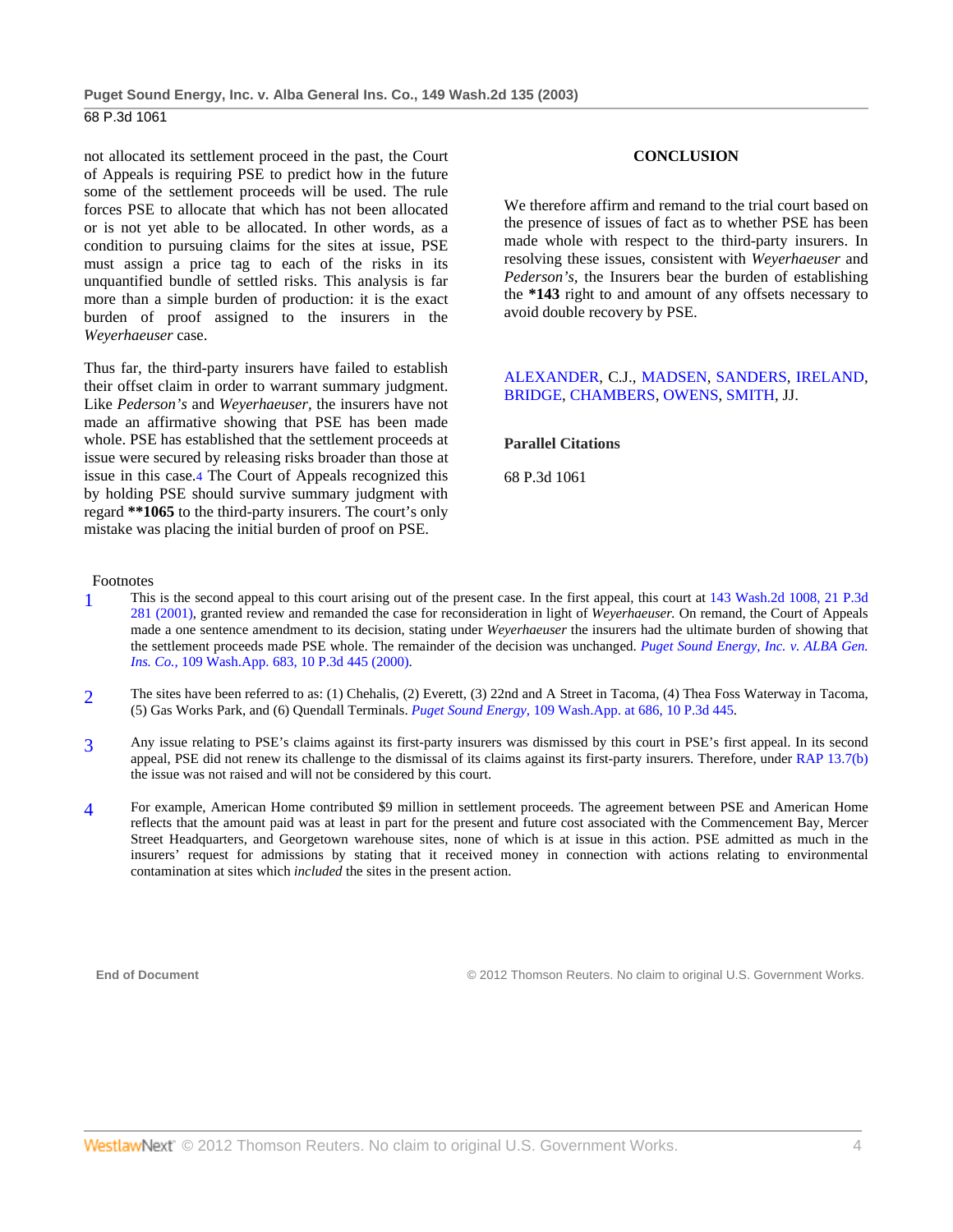not allocated its settlement proceed in the past, the Court of Appeals is requiring PSE to predict how in the future some of the settlement proceeds will be used. The rule forces PSE to allocate that which has not been allocated or is not yet able to be allocated. In other words, as a condition to pursuing claims for the sites at issue, PSE must assign a price tag to each of the risks in its unquantified bundle of settled risks. This analysis is far more than a simple burden of production: it is the exact burden of proof assigned to the insurers in the *Weyerhaeuser* case.

Thus far, the third-party insurers have failed to establish their offset claim in order to warrant summary judgment. Like *Pederson's* and *Weyerhaeuser,* the insurers have not made an affirmative showing that PSE has been made whole. PSE has established that the settlement proceeds at issue were secured by releasing risks broader than those at issue in this case.[4] The Court of Appeals recognized this by holding PSE should survive summary judgment with regard **\*\*1065** to the third-party insurers. The court's only mistake was placing the initial burden of proof on PSE.

## CONCLUSION

We therefore affirm and remand to the trial court based on the presence of issues of fact as to whether PSE has been made whole with respect to the third-party insurers. In resolving these issues, consistent with *Weyerhaeuser* and *Pederson's,* the Insurers bear the burden of establishing the **\*143** right to and amount of any offsets necessary to avoid double recovery by PSE.

ALEXANDER, C.J., MADSEN, SANDERS, IRELAND, BRIDGE, CHAMBERS, OWENS, SMITH, JJ.

**Parallel Citations**

68 P.3d 1061

Footnotes

1. This is the second appeal to this court arising out of the present case. In the first appeal, this court at 143 Wash.2d 1008, 21 P.3d 281 (2001), granted review and remanded the case for reconsideration in light of *Weyerhaeuser.* On remand, the Court of Appeals made a one sentence amendment to its decision, stating under *Weyerhaeuser* the insurers had the ultimate burden of showing that the settlement proceeds made PSE whole. The remainder of the decision was unchanged. *Puget Sound Energy, Inc. v. ALBA Gen. Ins. Co.,* 109 Wash.App. 683, 10 P.3d 445 (2000).

2. The sites have been referred to as: (1) Chehalis, (2) Everett, (3) 22nd and A Street in Tacoma, (4) Thea Foss Waterway in Tacoma, (5) Gas Works Park, and (6) Quendall Terminals. *Puget Sound Energy,* 109 Wash.App. at 686, 10 P.3d 445.

3. Any issue relating to PSE's claims against its first-party insurers was dismissed by this court in PSE's first appeal. In its second appeal, PSE did not renew its challenge to the dismissal of its claims against its first-party insurers. Therefore, under RAP 13.7(b) the issue was not raised and will not be considered by this court.

4. For example, American Home contributed $9 million in settlement proceeds. The agreement between PSE and American Home reflects that the amount paid was at least in part for the present and future cost associated with the Commencement Bay, Mercer Street Headquarters, and Georgetown warehouse sites, none of which is at issue in this action. PSE admitted as much in the insurers' request for admissions by stating that it received money in connection with actions relating to environmental contamination at sites which *included* the sites in the present action.

**End of Document** © 2012 Thomson Reuters. No claim to original U.S. Government Works.